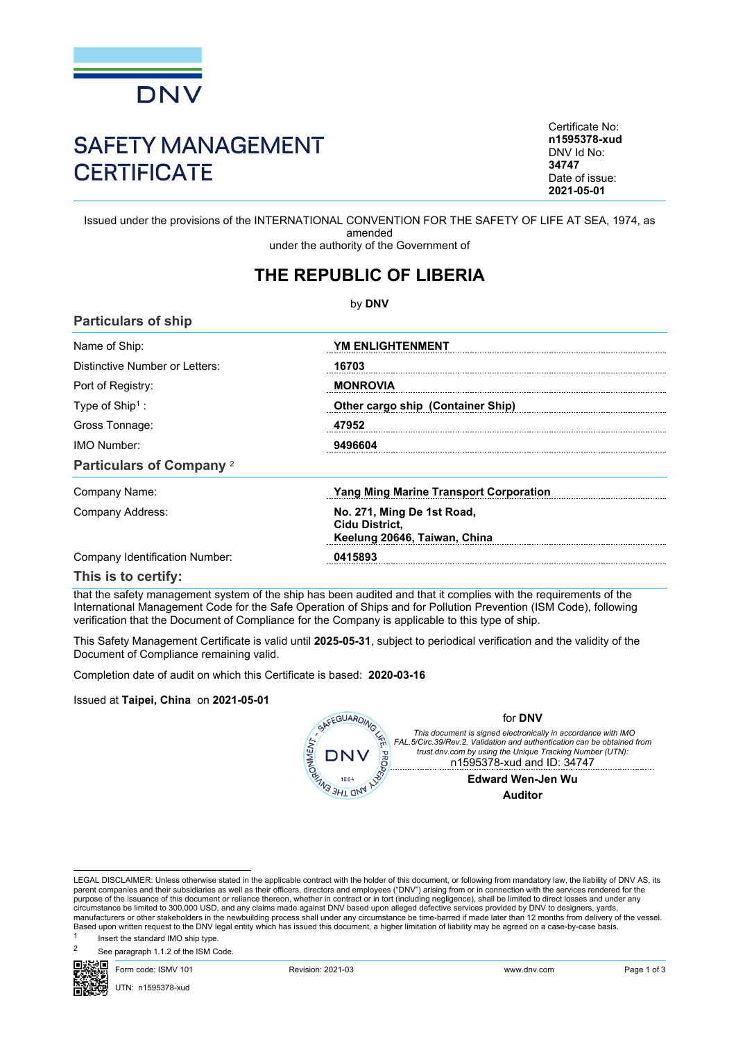DNV

# SAFETY MANAGEMENT CERTIFICATE

Certificate No:
**n1595378-xud**
DNV Id No:
**34747**
Date of issue:
**2021-05-01**

Issued under the provisions of the INTERNATIONAL CONVENTION FOR THE SAFETY OF LIFE AT SEA, 1974, as amended
under the authority of the Government of

## THE REPUBLIC OF LIBERIA

by **DNV**

### Particulars of ship

| | |
|---|---|
| Name of Ship: | **YM ENLIGHTENMENT** |
| Distinctive Number or Letters: | **16703** |
| Port of Registry: | **MONROVIA** |
| Type of Ship[1] : | **Other cargo ship (Container Ship)** |
| Gross Tonnage: | **47952** |
| IMO Number: | **9496604** |

### Particulars of Company [2]

| | |
|---|---|
| Company Name: | **Yang Ming Marine Transport Corporation** |
| Company Address: | **No. 271, Ming De 1st Road, Cidu District, Keelung 20646, Taiwan, China** |
| Company Identification Number: | **0415893** |

### This is to certify:

that the safety management system of the ship has been audited and that it complies with the requirements of the International Management Code for the Safe Operation of Ships and for Pollution Prevention (ISM Code), following verification that the Document of Compliance for the Company is applicable to this type of ship.

This Safety Management Certificate is valid until **2025-05-31**, subject to periodical verification and the validity of the Document of Compliance remaining valid.

Completion date of audit on which this Certificate is based: **2020-03-16**

Issued at **Taipei, China** on **2021-05-01**

for **DNV**

*This document is signed electronically in accordance with IMO FAL.5/Circ.39/Rev.2. Validation and authentication can be obtained from trust.dnv.com by using the Unique Tracking Number (UTN):*
n1595378-xud and ID: 34747

**Edward Wen-Jen Wu**
**Auditor**

LEGAL DISCLAIMER: Unless otherwise stated in the applicable contract with the holder of this document, or following from mandatory law, the liability of DNV AS, its parent companies and their subsidiaries as well as their officers, directors and employees ("DNV") arising from or in connection with the services rendered for the purpose of the issuance of this document or reliance thereon, whether in contract or in tort (including negligence), shall be limited to direct losses and under any circumstance be limited to 300,000 USD, and any claims made against DNV based upon alleged defective services provided by DNV to designers, yards, manufacturers or other stakeholders in the newbuilding process shall under any circumstance be time-barred if made later than 12 months from delivery of the vessel. Based upon written request to the DNV legal entity which has issued this document, a higher limitation of liability may be agreed on a case-by-case basis.

[1] Insert the standard IMO ship type.

[2] See paragraph 1.1.2 of the ISM Code.

Form code: ISMV 101 | Revision: 2021-03 | www.dnv.com

UTN: n1595378-xud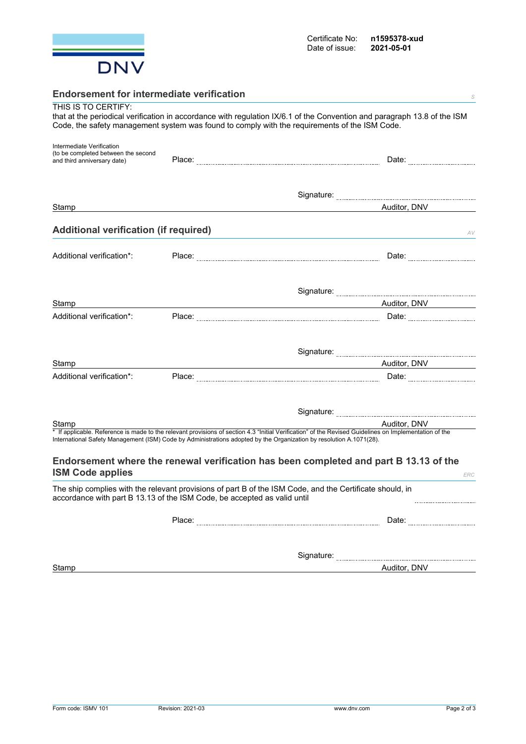DNV

Certificate No: **n1595378-xud**
Date of issue: **2021-05-01**

## Endorsement for intermediate verification

*S*

THIS IS TO CERTIFY:
that at the periodical verification in accordance with regulation IX/6.1 of the Convention and paragraph 13.8 of the ISM Code, the safety management system was found to comply with the requirements of the ISM Code.

Intermediate Verification
(to be completed between the second and third anniversary date)

Place: ........................................ Date: ....................

Signature: ........................................

Stamp — Auditor, DNV

## Additional verification (if required)

*AV*

Additional verification*: Place: ........................................ Date: ....................

Signature: ........................................

Stamp — Auditor, DNV

Additional verification*: Place: ........................................ Date: ....................

Signature: ........................................

Stamp — Auditor, DNV

Additional verification*: Place: ........................................ Date: ....................

Signature: ........................................

Stamp — Auditor, DNV

\* If applicable. Reference is made to the relevant provisions of section 4.3 "Initial Verification" of the Revised Guidelines on Implementation of the International Safety Management (ISM) Code by Administrations adopted by the Organization by resolution A.1071(28).

## Endorsement where the renewal verification has been completed and part B 13.13 of the ISM Code applies

*ERC*

The ship complies with the relevant provisions of part B of the ISM Code, and the Certificate should, in accordance with part B 13.13 of the ISM Code, be accepted as valid until ....................

Place: ........................................ Date: ....................

Signature: ........................................

Stamp — Auditor, DNV

Form code: ISMV 101 Revision: 2021-03 www.dnv.com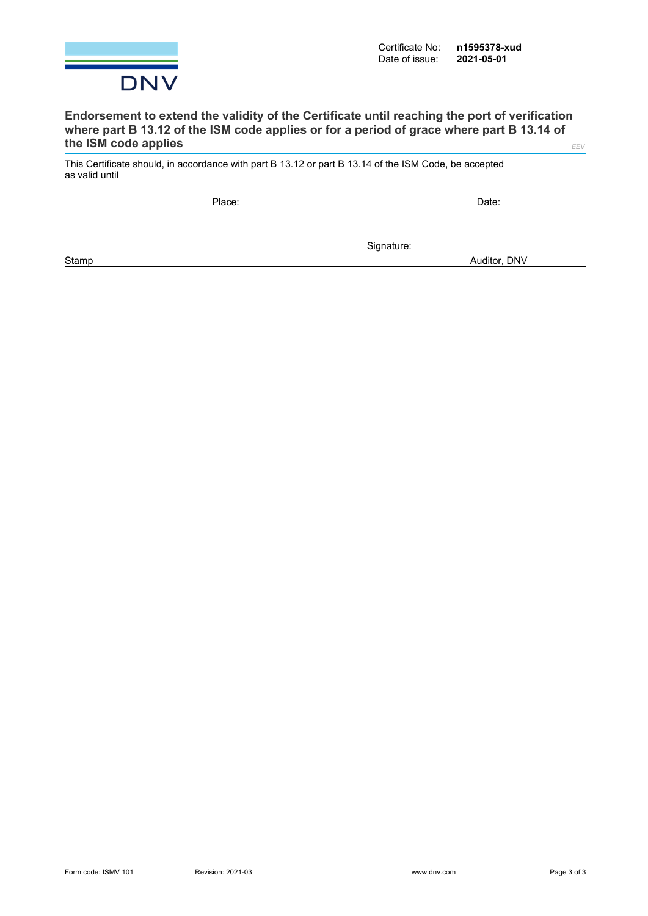Certificate No: **n1595378-xud**
Date of issue: **2021-05-01**

## Endorsement to extend the validity of the Certificate until reaching the port of verification where part B 13.12 of the ISM code applies or for a period of grace where part B 13.14 of the ISM code applies

*EEV*

This Certificate should, in accordance with part B 13.12 or part B 13.14 of the ISM Code, be accepted as valid until ..............................

Place: .............................................................................................. Date: ..............................

Signature: ..............................................................................

Stamp

Auditor, DNV